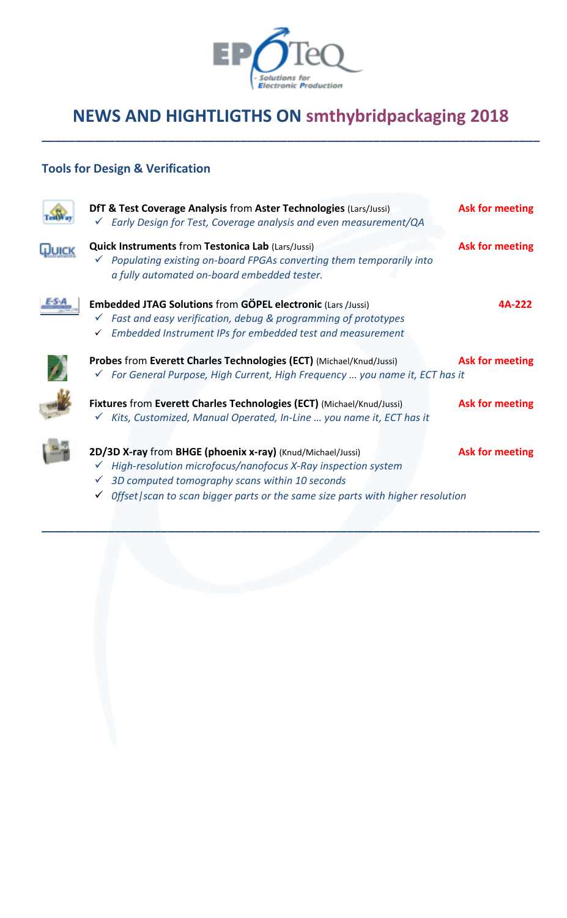# NEWS AND HIGHTLIGTHS ON smthybridpackaging 2018

## Tools for Design & Verification

**DfT & Test Coverage Analysis** from **Aster Technologies** (Lars/Jussi) — **Ask for meeting**

- ✓ *Early Design for Test, Coverage analysis and even measurement/QA*

**Quick Instruments** from **Testonica Lab** (Lars/Jussi) — **Ask for meeting**

- ✓ *Populating existing on-board FPGAs converting them temporarily into a fully automated on-board embedded tester.*

**Embedded JTAG Solutions** from **GÖPEL electronic** (Lars /Jussi) — **4A-222**

- ✓ *Fast and easy verification, debug & programming of prototypes*
- ✓ *Embedded Instrument IPs for embedded test and measurement*

**Probes** from **Everett Charles Technologies (ECT)** (Michael/Knud/Jussi) — **Ask for meeting**

- ✓ *For General Purpose, High Current, High Frequency … you name it, ECT has it*

**Fixtures** from **Everett Charles Technologies (ECT)** (Michael/Knud/Jussi) — **Ask for meeting**

- ✓ *Kits, Customized, Manual Operated, In-Line … you name it, ECT has it*

**2D/3D X-ray** from **BHGE (phoenix x-ray)** (Knud/Michael/Jussi) — **Ask for meeting**

- ✓ *High-resolution microfocus/nanofocus X-Ray inspection system*
- ✓ *3D computed tomography scans within 10 seconds*
- ✓ *Offset|scan to scan bigger parts or the same size parts with higher resolution*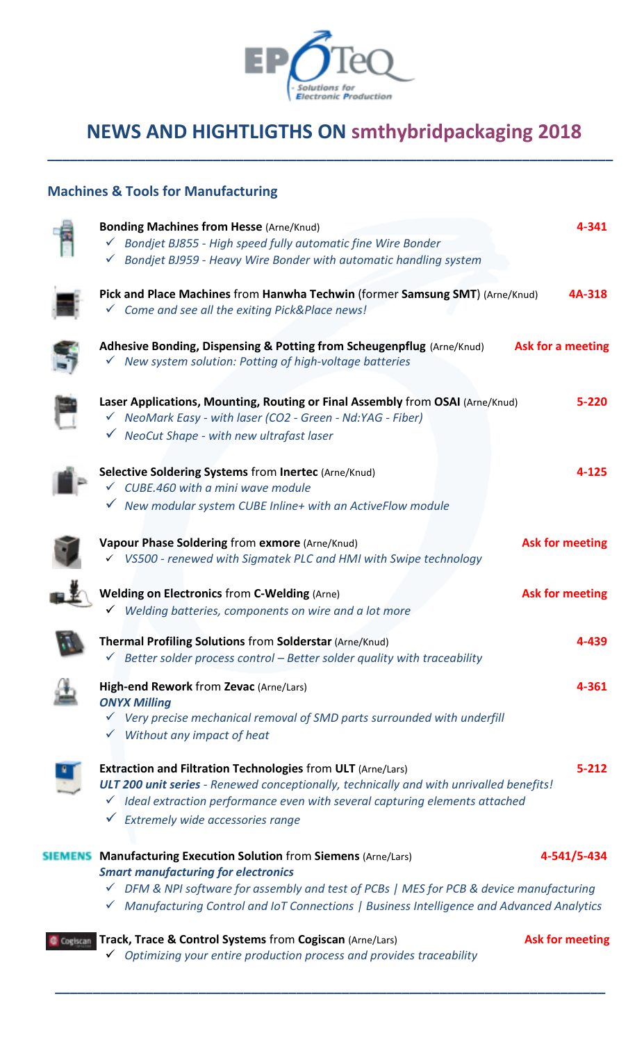EPOTeQ
- Solutions for Electronic Production

# NEWS AND HIGHTLIGTHS ON smthybridpackaging 2018

## Machines & Tools for Manufacturing

**Bonding Machines from Hesse** (Arne/Knud) **4-341**
- ✓ *Bondjet BJ855 - High speed fully automatic fine Wire Bonder*
- ✓ *Bondjet BJ959 - Heavy Wire Bonder with automatic handling system*

**Pick and Place Machines** from **Hanwha Techwin** (former **Samsung SMT**) (Arne/Knud) **4A-318**
- ✓ *Come and see all the exiting Pick&Place news!*

**Adhesive Bonding, Dispensing & Potting from Scheugenpflug** (Arne/Knud) **Ask for a meeting**
- ✓ *New system solution: Potting of high-voltage batteries*

**Laser Applications, Mounting, Routing or Final Assembly** from **OSAI** (Arne/Knud) **5-220**
- ✓ *NeoMark Easy - with laser (CO2 - Green - Nd:YAG - Fiber)*
- ✓ *NeoCut Shape - with new ultrafast laser*

**Selective Soldering Systems** from **Inertec** (Arne/Knud) **4-125**
- ✓ *CUBE.460 with a mini wave module*
- ✓ *New modular system CUBE Inline+ with an ActiveFlow module*

**Vapour Phase Soldering** from **exmore** (Arne/Knud) **Ask for meeting**
- ✓ *VS500 - renewed with Sigmatek PLC and HMI with Swipe technology*

**Welding on Electronics** from **C-Welding** (Arne) **Ask for meeting**
- ✓ *Welding batteries, components on wire and a lot more*

**Thermal Profiling Solutions** from **Solderstar** (Arne/Knud) **4-439**
- ✓ *Better solder process control – Better solder quality with traceability*

**High-end Rework** from **Zevac** (Arne/Lars) **4-361**
***ONYX Milling***
- ✓ *Very precise mechanical removal of SMD parts surrounded with underfill*
- ✓ *Without any impact of heat*

**Extraction and Filtration Technologies** from **ULT** (Arne/Lars) **5-212**
***ULT 200 unit series*** *- Renewed conceptionally, technically and with unrivalled benefits!*
- ✓ *Ideal extraction performance even with several capturing elements attached*
- ✓ *Extremely wide accessories range*

SIEMENS **Manufacturing Execution Solution** from **Siemens** (Arne/Lars) **4-541/5-434**
***Smart manufacturing for electronics***
- ✓ *DFM & NPI software for assembly and test of PCBs | MES for PCB & device manufacturing*
- ✓ *Manufacturing Control and IoT Connections | Business Intelligence and Advanced Analytics*

Cogiscan **Track, Trace & Control Systems** from **Cogiscan** (Arne/Lars) **Ask for meeting**
- ✓ *Optimizing your entire production process and provides traceability*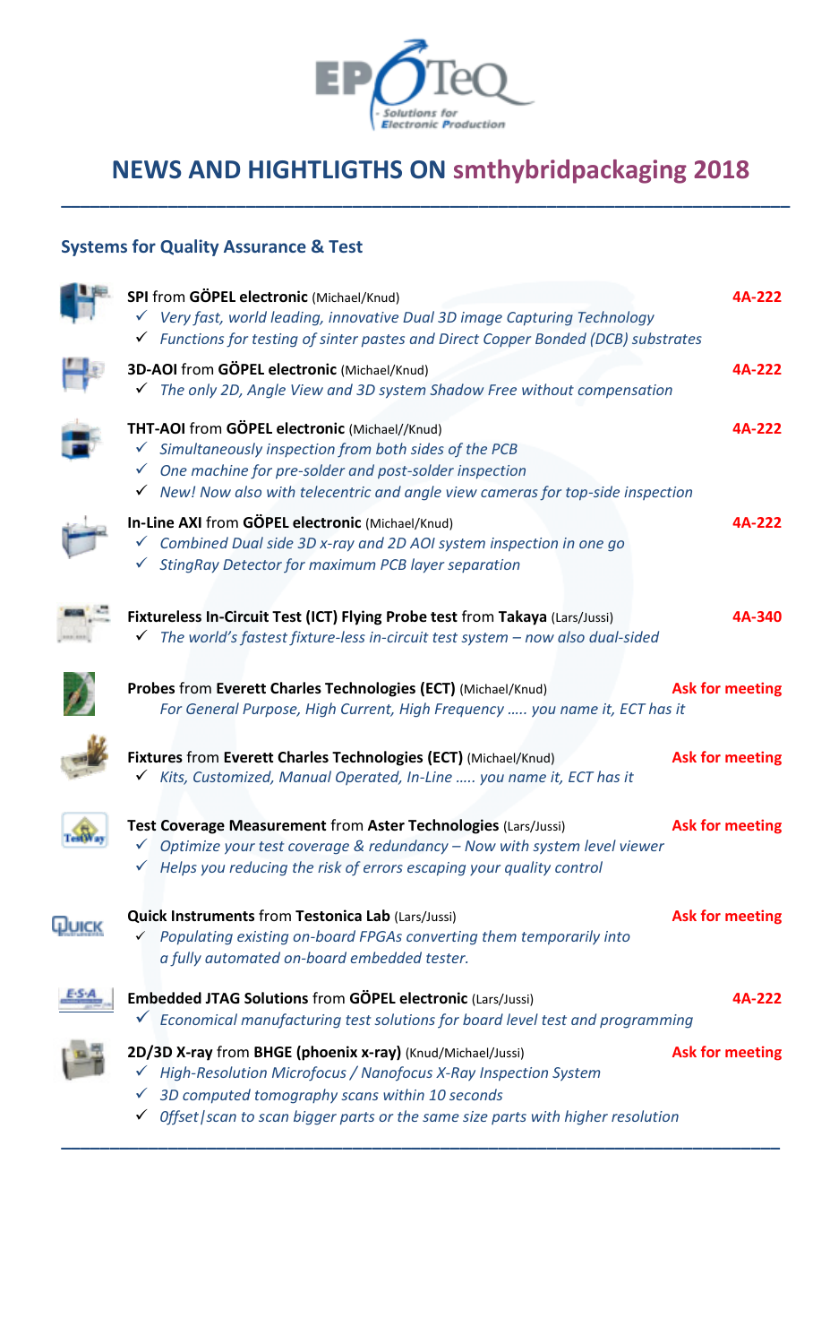EPOTeQ

Solutions for Electronic Production

# NEWS AND HIGHTLIGTHS ON smthybridpackaging 2018

## Systems for Quality Assurance & Test

**SPI** from **GÖPEL electronic** (Michael/Knud) **4A-222**
- ✓ *Very fast, world leading, innovative Dual 3D image Capturing Technology*
- ✓ *Functions for testing of sinter pastes and Direct Copper Bonded (DCB) substrates*

**3D-AOI** from **GÖPEL electronic** (Michael/Knud) **4A-222**
- ✓ *The only 2D, Angle View and 3D system Shadow Free without compensation*

**THT-AOI** from **GÖPEL electronic** (Michael//Knud) **4A-222**
- ✓ *Simultaneously inspection from both sides of the PCB*
- ✓ *One machine for pre-solder and post-solder inspection*
- ✓ *New! Now also with telecentric and angle view cameras for top-side inspection*

**In-Line AXI** from **GÖPEL electronic** (Michael/Knud) **4A-222**
- ✓ *Combined Dual side 3D x-ray and 2D AOI system inspection in one go*
- ✓ *StingRay Detector for maximum PCB layer separation*

**Fixtureless In-Circuit Test (ICT) Flying Probe test** from **Takaya** (Lars/Jussi) **4A-340**
- ✓ *The world's fastest fixture-less in-circuit test system – now also dual-sided*

**Probes** from **Everett Charles Technologies (ECT)** (Michael/Knud) **Ask for meeting**

*For General Purpose, High Current, High Frequency ….. you name it, ECT has it*

**Fixtures** from **Everett Charles Technologies (ECT)** (Michael/Knud) **Ask for meeting**
- ✓ *Kits, Customized, Manual Operated, In-Line ….. you name it, ECT has it*

**Test Coverage Measurement** from **Aster Technologies** (Lars/Jussi) **Ask for meeting**
- ✓ *Optimize your test coverage & redundancy – Now with system level viewer*
- ✓ *Helps you reducing the risk of errors escaping your quality control*

**Quick Instruments** from **Testonica Lab** (Lars/Jussi) **Ask for meeting**
- ✓ *Populating existing on-board FPGAs converting them temporarily into a fully automated on-board embedded tester.*

**Embedded JTAG Solutions** from **GÖPEL electronic** (Lars/Jussi) **4A-222**
- ✓ *Economical manufacturing test solutions for board level test and programming*

**2D/3D X-ray** from **BHGE (phoenix x-ray)** (Knud/Michael/Jussi) **Ask for meeting**
- ✓ *High-Resolution Microfocus / Nanofocus X-Ray Inspection System*
- ✓ *3D computed tomography scans within 10 seconds*
- ✓ *Offset|scan to scan bigger parts or the same size parts with higher resolution*